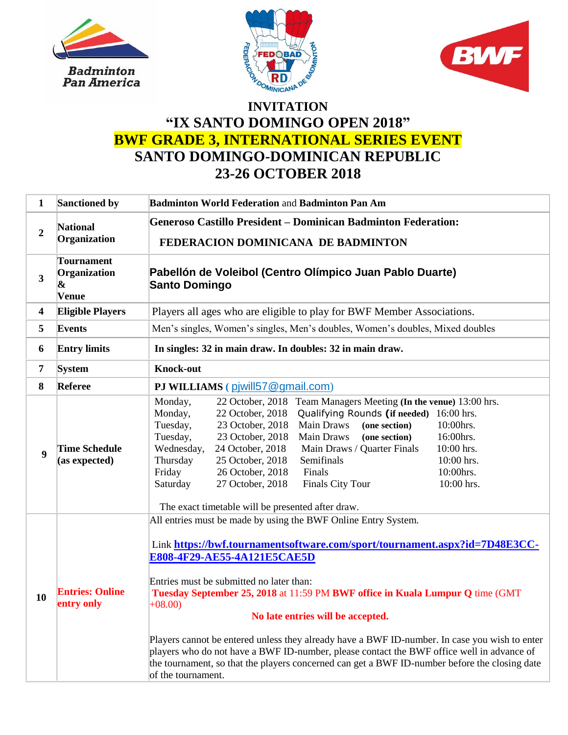# INVITATION

# "IX SANTO DOMINGO OPEN 2018"

## BWF GRADE 3, INTERNATIONAL SERIES EVENT

## SANTO DOMINGO-DOMINICAN REPUBLIC

## 23-26 OCTOBER 2018

| | | |
|---|---|---|
| **1** | **Sanctioned by** | **Badminton World Federation** and **Badminton Pan Am** |
| **2** | **National Organization** | **Generoso Castillo President – Dominican Badminton Federation:**<br><br>**FEDERACION DOMINICANA DE BADMINTON** |
| **3** | **Tournament Organization & Venue** | **Pabellón de Voleibol (Centro Olímpico Juan Pablo Duarte) Santo Domingo** |
| **4** | **Eligible Players** | Players all ages who are eligible to play for BWF Member Associations. |
| **5** | **Events** | Men's singles, Women's singles, Men's doubles, Women's doubles, Mixed doubles |
| **6** | **Entry limits** | **In singles: 32 in main draw. In doubles: 32 in main draw.** |
| **7** | **System** | **Knock-out** |
| **8** | **Referee** | **PJ WILLIAMS** ( pjwill57@gmail.com) |
| **9** | **Time Schedule (as expected)** | Monday, 22 October, 2018 Team Managers Meeting **(In the venue)** 13:00 hrs.<br>Monday, 22 October, 2018 Qualifying Rounds **(if needed)** 16:00 hrs.<br>Tuesday, 23 October, 2018 Main Draws **(one section)** 10:00hrs.<br>Tuesday, 23 October, 2018 Main Draws **(one section)** 16:00hrs.<br>Wednesday, 24 October, 2018 Main Draws / Quarter Finals 10:00 hrs.<br>Thursday 25 October, 2018 Semifinals 10:00 hrs.<br>Friday 26 October, 2018 Finals 10:00hrs.<br>Saturday 27 October, 2018 Finals City Tour 10:00 hrs.<br><br>The exact timetable will be presented after draw. |
| **10** | **Entries: Online entry only** | All entries must be made by using the BWF Online Entry System.<br><br>Link **https://bwf.tournamentsoftware.com/sport/tournament.aspx?id=7D48E3CC-E808-4F29-AE55-4A121E5CAE5D**<br><br>Entries must be submitted no later than:<br>**Tuesday September 25, 2018** at 11:59 PM **BWF office in Kuala Lumpur Q** time (GMT +08.00)<br><br>**No late entries will be accepted.**<br><br>Players cannot be entered unless they already have a BWF ID-number. In case you wish to enter players who do not have a BWF ID-number, please contact the BWF office well in advance of the tournament, so that the players concerned can get a BWF ID-number before the closing date of the tournament. |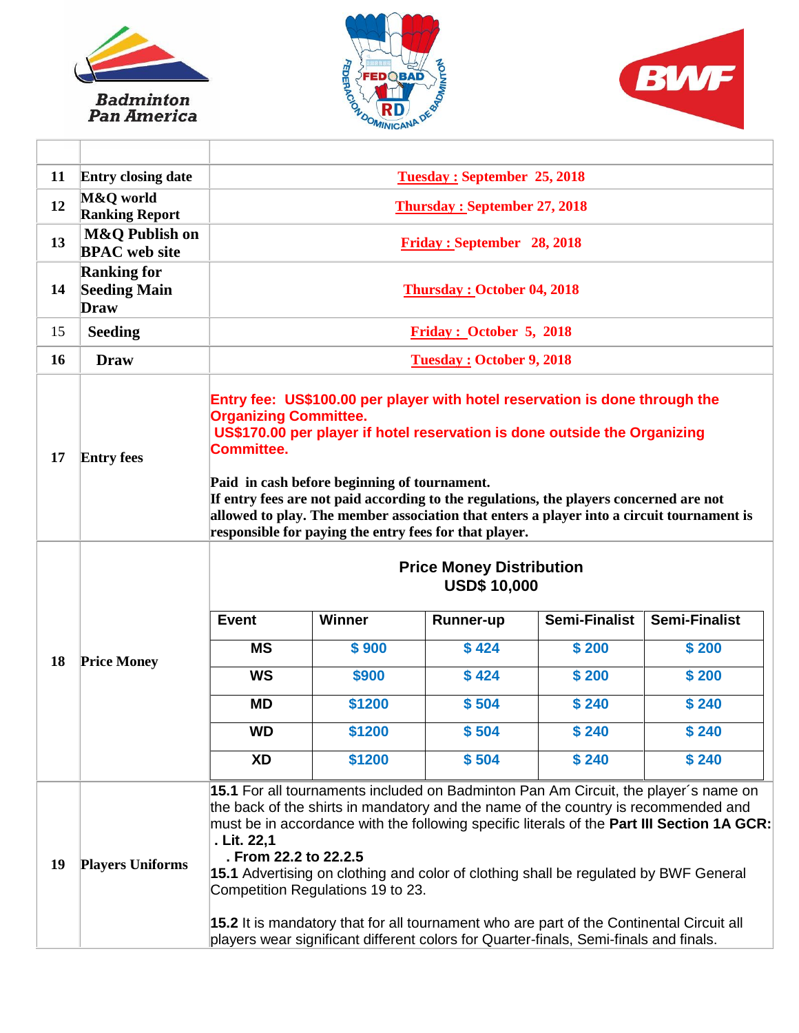| | | |
|---|---|---|
| 11 | **Entry closing date** | **Tuesday : September 25, 2018** |
| 12 | **M&Q world Ranking Report** | **Thursday : September 27, 2018** |
| 13 | **M&Q Publish on BPAC web site** | **Friday : September 28, 2018** |
| 14 | **Ranking for Seeding Main Draw** | **Thursday : October 04, 2018** |
| 15 | **Seeding** | **Friday : October 5, 2018** |
| 16 | **Draw** | **Tuesday : October 9, 2018** |
| 17 | **Entry fees** | **Entry fee: US$100.00 per player with hotel reservation is done through the Organizing Committee.** <br> **US$170.00 per player if hotel reservation is done outside the Organizing Committee.** <br><br> **Paid in cash before beginning of tournament.** <br> **If entry fees are not paid according to the regulations, the players concerned are not allowed to play. The member association that enters a player into a circuit tournament is responsible for paying the entry fees for that player.** |
| 18 | **Price Money** | **Price Money Distribution** <br> **USD$ 10,000** (see table below) |
| 19 | **Players Uniforms** | **15.1** For all tournaments included on Badminton Pan Am Circuit, the player´s name on the back of the shirts in mandatory and the name of the country is recommended and must be in accordance with the following specific literals of the **Part III Section 1A GCR:** <br> **. Lit. 22,1** <br> **. From 22.2 to 22.2.5** <br> **15.1** Advertising on clothing and color of clothing shall be regulated by BWF General Competition Regulations 19 to 23. <br><br> **15.2** It is mandatory that for all tournament who are part of the Continental Circuit all players wear significant different colors for Quarter-finals, Semi-finals and finals. |

**Price Money Distribution**
**USD$ 10,000**

| Event | Winner | Runner-up | Semi-Finalist | Semi-Finalist |
|---|---|---|---|---|
| MS | $ 900 | $ 424 | $ 200 | $ 200 |
| WS | $900 | $ 424 | $ 200 | $ 200 |
| MD | $1200 | $ 504 | $ 240 | $ 240 |
| WD | $1200 | $ 504 | $ 240 | $ 240 |
| XD | $1200 | $ 504 | $ 240 | $ 240 |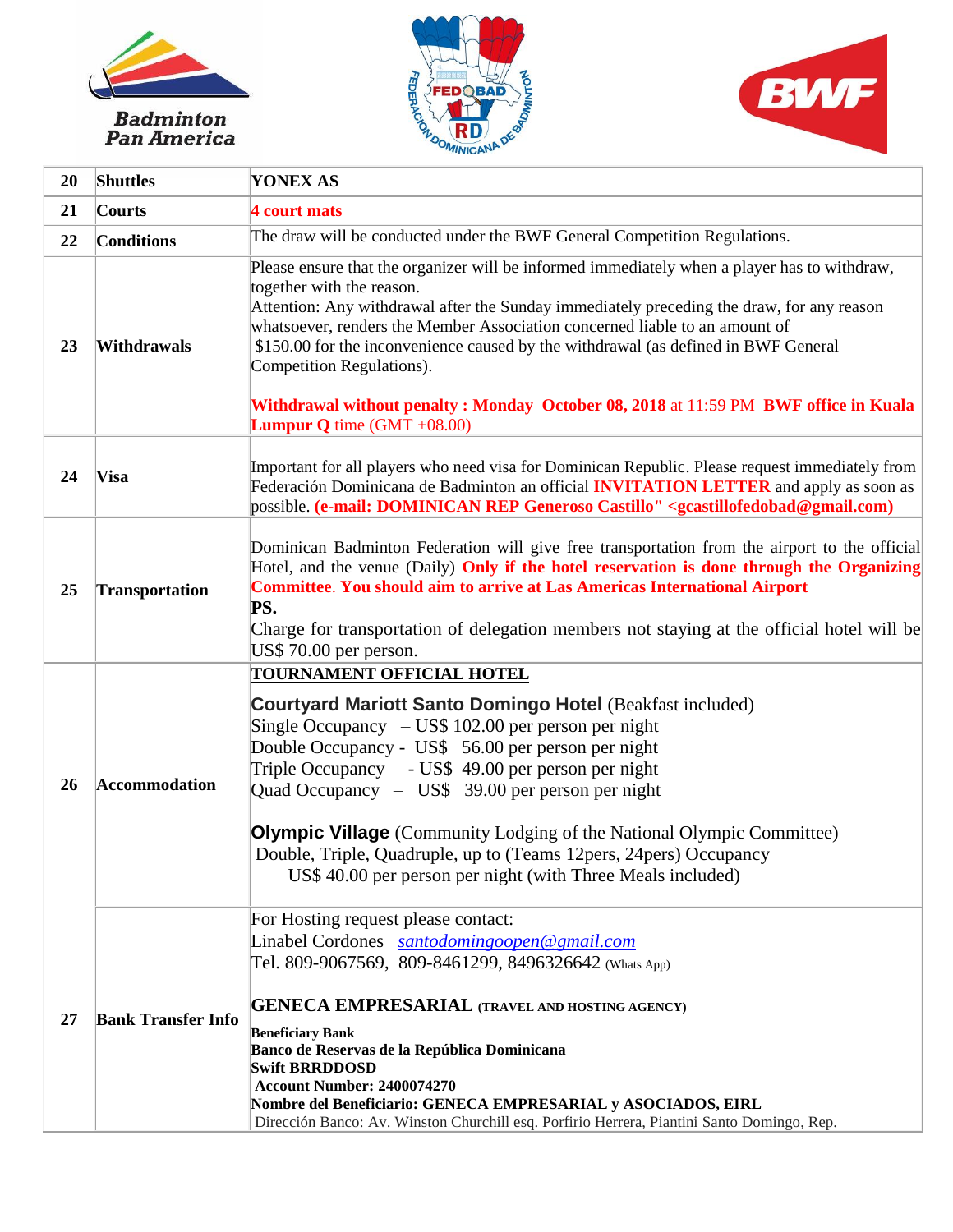| 20 | Shuttles | YONEX AS |
|---|---|---|
| 21 | Courts | **4 court mats** |
| 22 | Conditions | The draw will be conducted under the BWF General Competition Regulations. |
| 23 | Withdrawals | Please ensure that the organizer will be informed immediately when a player has to withdraw, together with the reason.<br>Attention: Any withdrawal after the Sunday immediately preceding the draw, for any reason whatsoever, renders the Member Association concerned liable to an amount of $150.00 for the inconvenience caused by the withdrawal (as defined in BWF General Competition Regulations).<br><br>**Withdrawal without penalty : Monday October 08, 2018** at 11:59 PM **BWF office in Kuala Lumpur Q** time (GMT +08.00) |
| 24 | Visa | Important for all players who need visa for Dominican Republic. Please request immediately from Federación Dominicana de Badminton an official **INVITATION LETTER** and apply as soon as possible. **(e-mail: DOMINICAN REP Generoso Castillo" <gcastillofedobad@gmail.com)** |
| 25 | Transportation | Dominican Badminton Federation will give free transportation from the airport to the official Hotel, and the venue (Daily) **Only if the hotel reservation is done through the Organizing Committee**. **You should aim to arrive at Las Americas International Airport**<br>**PS.**<br>Charge for transportation of delegation members not staying at the official hotel will be US$ 70.00 per person. |
| 26 | Accommodation | **TOURNAMENT OFFICIAL HOTEL**<br><br>**Courtyard Mariott Santo Domingo Hotel** (Beakfast included)<br>Single Occupancy – US$ 102.00 per person per night<br>Double Occupancy - US$ 56.00 per person per night<br>Triple Occupancy - US$ 49.00 per person per night<br>Quad Occupancy – US$ 39.00 per person per night<br><br>**Olympic Village** (Community Lodging of the National Olympic Committee)<br>Double, Triple, Quadruple, up to (Teams 12pers, 24pers) Occupancy<br>US$ 40.00 per person per night (with Three Meals included) |
| 27 | Bank Transfer Info | For Hosting request please contact:<br>Linabel Cordones *santodomingoopen@gmail.com*<br>Tel. 809-9067569, 809-8461299, 8496326642 (Whats App)<br><br>**GENECA EMPRESARIAL (TRAVEL AND HOSTING AGENCY)**<br>**Beneficiary Bank**<br>**Banco de Reservas de la República Dominicana**<br>**Swift BRRDDOSD**<br>**Account Number: 2400074270**<br>**Nombre del Beneficiario: GENECA EMPRESARIAL y ASOCIADOS, EIRL**<br>Dirección Banco: Av. Winston Churchill esq. Porfirio Herrera, Piantini Santo Domingo, Rep. |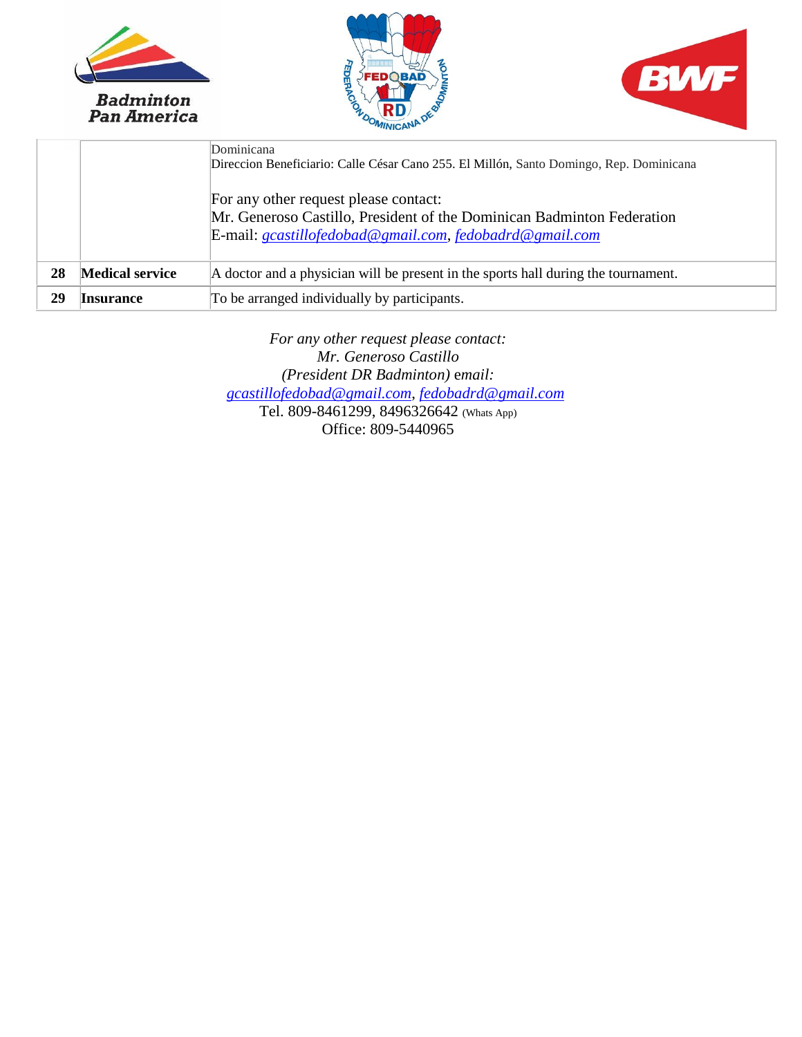| | | |
|---|---|---|
| | | Dominicana<br>Direccion Beneficiario: Calle César Cano 255. El Millón, Santo Domingo, Rep. Dominicana<br><br>For any other request please contact:<br>Mr. Generoso Castillo, President of the Dominican Badminton Federation<br>E-mail: *gcastillofedobad@gmail.com*, *fedobadrd@gmail.com* |
| **28** | **Medical service** | A doctor and a physician will be present in the sports hall during the tournament. |
| **29** | **Insurance** | To be arranged individually by participants. |

*For any other request please contact:*
*Mr. Generoso Castillo*
*(President DR Badminton) email:*
*gcastillofedobad@gmail.com*, *fedobadrd@gmail.com*
Tel. 809-8461299, 8496326642 (Whats App)
Office: 809-5440965